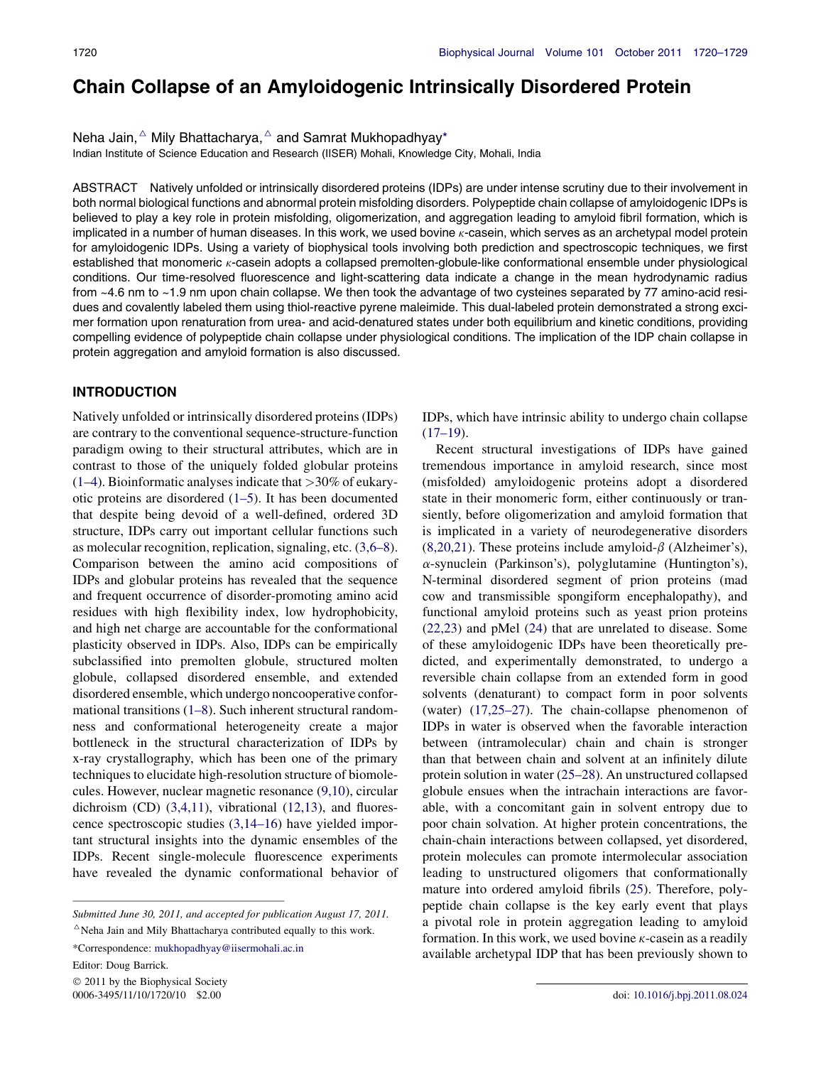# Chain Collapse of an Amyloidogenic Intrinsically Disordered Protein

Neha Jain,[△] Mily Bhattacharya,[△] and Samrat Mukhopadhyay*

Indian Institute of Science Education and Research (IISER) Mohali, Knowledge City, Mohali, India

ABSTRACT Natively unfolded or intrinsically disordered proteins (IDPs) are under intense scrutiny due to their involvement in both normal biological functions and abnormal protein misfolding disorders. Polypeptide chain collapse of amyloidogenic IDPs is believed to play a key role in protein misfolding, oligomerization, and aggregation leading to amyloid fibril formation, which is implicated in a number of human diseases. In this work, we used bovine $\kappa$-casein, which serves as an archetypal model protein for amyloidogenic IDPs. Using a variety of biophysical tools involving both prediction and spectroscopic techniques, we first established that monomeric $\kappa$-casein adopts a collapsed premolten-globule-like conformational ensemble under physiological conditions. Our time-resolved fluorescence and light-scattering data indicate a change in the mean hydrodynamic radius from ~4.6 nm to ~1.9 nm upon chain collapse. We then took the advantage of two cysteines separated by 77 amino-acid residues and covalently labeled them using thiol-reactive pyrene maleimide. This dual-labeled protein demonstrated a strong excimer formation upon renaturation from urea- and acid-denatured states under both equilibrium and kinetic conditions, providing compelling evidence of polypeptide chain collapse under physiological conditions. The implication of the IDP chain collapse in protein aggregation and amyloid formation is also discussed.

## INTRODUCTION

Natively unfolded or intrinsically disordered proteins (IDPs) are contrary to the conventional sequence-structure-function paradigm owing to their structural attributes, which are in contrast to those of the uniquely folded globular proteins (1–4). Bioinformatic analyses indicate that >30% of eukaryotic proteins are disordered (1–5). It has been documented that despite being devoid of a well-defined, ordered 3D structure, IDPs carry out important cellular functions such as molecular recognition, replication, signaling, etc. (3,6–8). Comparison between the amino acid compositions of IDPs and globular proteins has revealed that the sequence and frequent occurrence of disorder-promoting amino acid residues with high flexibility index, low hydrophobicity, and high net charge are accountable for the conformational plasticity observed in IDPs. Also, IDPs can be empirically subclassified into premolten globule, structured molten globule, collapsed disordered ensemble, and extended disordered ensemble, which undergo noncooperative conformational transitions (1–8). Such inherent structural randomness and conformational heterogeneity create a major bottleneck in the structural characterization of IDPs by x-ray crystallography, which has been one of the primary techniques to elucidate high-resolution structure of biomolecules. However, nuclear magnetic resonance (9,10), circular dichroism (CD) (3,4,11), vibrational (12,13), and fluorescence spectroscopic studies (3,14–16) have yielded important structural insights into the dynamic ensembles of the IDPs. Recent single-molecule fluorescence experiments have revealed the dynamic conformational behavior of IDPs, which have intrinsic ability to undergo chain collapse (17–19).

Recent structural investigations of IDPs have gained tremendous importance in amyloid research, since most (misfolded) amyloidogenic proteins adopt a disordered state in their monomeric form, either continuously or transiently, before oligomerization and amyloid formation that is implicated in a variety of neurodegenerative disorders (8,20,21). These proteins include amyloid-$\beta$ (Alzheimer's), $\alpha$-synuclein (Parkinson's), polyglutamine (Huntington's), N-terminal disordered segment of prion proteins (mad cow and transmissible spongiform encephalopathy), and functional amyloid proteins such as yeast prion proteins (22,23) and pMel (24) that are unrelated to disease. Some of these amyloidogenic IDPs have been theoretically predicted, and experimentally demonstrated, to undergo a reversible chain collapse from an extended form in good solvents (denaturant) to compact form in poor solvents (water) (17,25–27). The chain-collapse phenomenon of IDPs in water is observed when the favorable interaction between (intramolecular) chain and chain is stronger than that between chain and solvent at an infinitely dilute protein solution in water (25–28). An unstructured collapsed globule ensues when the intrachain interactions are favorable, with a concomitant gain in solvent entropy due to poor chain solvation. At higher protein concentrations, the chain-chain interactions between collapsed, yet disordered, protein molecules can promote intermolecular association leading to unstructured oligomers that conformationally mature into ordered amyloid fibrils (25). Therefore, polypeptide chain collapse is the key early event that plays a pivotal role in protein aggregation leading to amyloid formation. In this work, we used bovine $\kappa$-casein as a readily available archetypal IDP that has been previously shown to

---

Submitted June 30, 2011, and accepted for publication August 17, 2011.

[△]Neha Jain and Mily Bhattacharya contributed equally to this work.

*Correspondence: mukhopadhyay@iisermohali.ac.in

Editor: Doug Barrick.

© 2011 by the Biophysical Society

0006-3495/11/10/1720/10 $2.00

doi: 10.1016/j.bpj.2011.08.024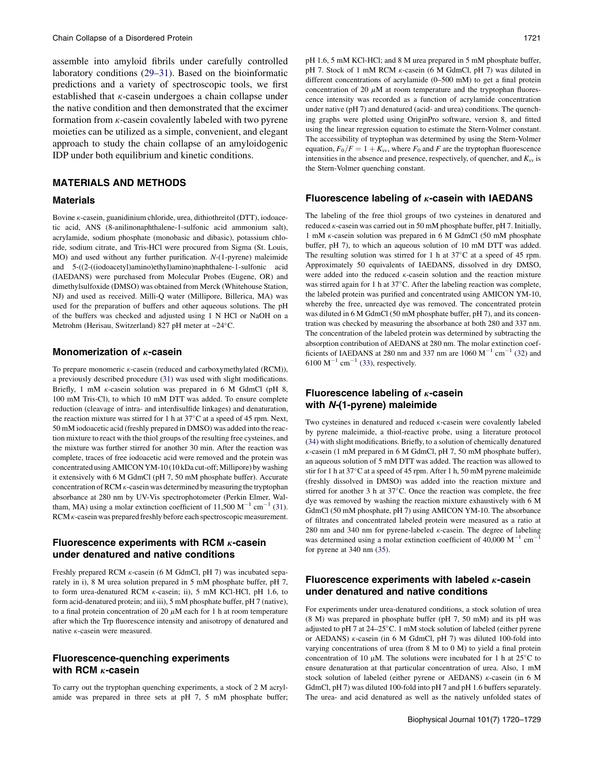assemble into amyloid fibrils under carefully controlled laboratory conditions (29–31). Based on the bioinformatic predictions and a variety of spectroscopic tools, we first established that κ-casein undergoes a chain collapse under the native condition and then demonstrated that the excimer formation from κ-casein covalently labeled with two pyrene moieties can be utilized as a simple, convenient, and elegant approach to study the chain collapse of an amyloidogenic IDP under both equilibrium and kinetic conditions.

## MATERIALS AND METHODS

### Materials

Bovine κ-casein, guanidinium chloride, urea, dithiothreitol (DTT), iodoacetic acid, ANS (8-anilinonaphthalene-1-sulfonic acid ammonium salt), acrylamide, sodium phosphate (monobasic and dibasic), potassium chloride, sodium citrate, and Tris-HCl were procured from Sigma (St. Louis, MO) and used without any further purification. *N*-(1-pyrene) maleimide and 5-((2-((iodoacetyl)amino)ethyl)amino)naphthalene-1-sulfonic acid (IAEDANS) were purchased from Molecular Probes (Eugene, OR) and dimethylsulfoxide (DMSO) was obtained from Merck (Whitehouse Station, NJ) and used as received. Milli-Q water (Millipore, Billerica, MA) was used for the preparation of buffers and other aqueous solutions. The pH of the buffers was checked and adjusted using 1 N HCl or NaOH on a Metrohm (Herisau, Switzerland) 827 pH meter at ~24°C.

### Monomerization of κ-casein

To prepare monomeric κ-casein (reduced and carboxymethylated (RCM)), a previously described procedure (31) was used with slight modifications. Briefly, 1 mM κ-casein solution was prepared in 6 M GdmCl (pH 8, 100 mM Tris-Cl), to which 10 mM DTT was added. To ensure complete reduction (cleavage of intra- and interdisulfide linkages) and denaturation, the reaction mixture was stirred for 1 h at 37°C at a speed of 45 rpm. Next, 50 mM iodoacetic acid (freshly prepared in DMSO) was added into the reaction mixture to react with the thiol groups of the resulting free cysteines, and the mixture was further stirred for another 30 min. After the reaction was complete, traces of free iodoacetic acid were removed and the protein was concentrated using AMICON YM-10 (10 kDa cut-off; Millipore) by washing it extensively with 6 M GdmCl (pH 7, 50 mM phosphate buffer). Accurate concentration of RCM κ-casein was determined by measuring the tryptophan absorbance at 280 nm by UV-Vis spectrophotometer (Perkin Elmer, Waltham, MA) using a molar extinction coefficient of 11,500 $M^{-1}$ $cm^{-1}$ (31). RCM κ-casein was prepared freshly before each spectroscopic measurement.

### Fluorescence experiments with RCM κ-casein under denatured and native conditions

Freshly prepared RCM κ-casein (6 M GdmCl, pH 7) was incubated separately in i), 8 M urea solution prepared in 5 mM phosphate buffer, pH 7, to form urea-denatured RCM κ-casein; ii), 5 mM KCl-HCl, pH 1.6, to form acid-denatured protein; and iii), 5 mM phosphate buffer, pH 7 (native), to a final protein concentration of 20 μM each for 1 h at room temperature after which the Trp fluorescence intensity and anisotropy of denatured and native κ-casein were measured.

### Fluorescence-quenching experiments with RCM κ-casein

To carry out the tryptophan quenching experiments, a stock of 2 M acrylamide was prepared in three sets at pH 7, 5 mM phosphate buffer; pH 1.6, 5 mM KCl-HCl; and 8 M urea prepared in 5 mM phosphate buffer, pH 7. Stock of 1 mM RCM κ-casein (6 M GdmCl, pH 7) was diluted in different concentrations of acrylamide (0–500 mM) to get a final protein concentration of 20 μM at room temperature and the tryptophan fluorescence intensity was recorded as a function of acrylamide concentration under native (pH 7) and denatured (acid- and urea) conditions. The quenching graphs were plotted using OriginPro software, version 8, and fitted using the linear regression equation to estimate the Stern-Volmer constant. The accessibility of tryptophan was determined by using the Stern-Volmer equation, $F_0/F = 1 + K_{sv}$, where $F_0$ and $F$ are the tryptophan fluorescence intensities in the absence and presence, respectively, of quencher, and $K_{sv}$ is the Stern-Volmer quenching constant.

### Fluorescence labeling of κ-casein with IAEDANS

The labeling of the free thiol groups of two cysteines in denatured and reduced κ-casein was carried out in 50 mM phosphate buffer, pH 7. Initially, 1 mM κ-casein solution was prepared in 6 M GdmCl (50 mM phosphate buffer, pH 7), to which an aqueous solution of 10 mM DTT was added. The resulting solution was stirred for 1 h at 37°C at a speed of 45 rpm. Approximately 50 equivalents of IAEDANS, dissolved in dry DMSO, were added into the reduced κ-casein solution and the reaction mixture was stirred again for 1 h at 37°C. After the labeling reaction was complete, the labeled protein was purified and concentrated using AMICON YM-10, whereby the free, unreacted dye was removed. The concentrated protein was diluted in 6 M GdmCl (50 mM phosphate buffer, pH 7), and its concentration was checked by measuring the absorbance at both 280 and 337 nm. The concentration of the labeled protein was determined by subtracting the absorption contribution of AEDANS at 280 nm. The molar extinction coefficients of IAEDANS at 280 nm and 337 nm are 1060 $M^{-1}$ $cm^{-1}$ (32) and 6100 $M^{-1}$ $cm^{-1}$ (33), respectively.

### Fluorescence labeling of κ-casein with *N*-(1-pyrene) maleimide

Two cysteines in denatured and reduced κ-casein were covalently labeled by pyrene maleimide, a thiol-reactive probe, using a literature protocol (34) with slight modifications. Briefly, to a solution of chemically denatured κ-casein (1 mM prepared in 6 M GdmCl, pH 7, 50 mM phosphate buffer), an aqueous solution of 5 mM DTT was added. The reaction was allowed to stir for 1 h at 37°C at a speed of 45 rpm. After 1 h, 50 mM pyrene maleimide (freshly dissolved in DMSO) was added into the reaction mixture and stirred for another 3 h at 37°C. Once the reaction was complete, the free dye was removed by washing the reaction mixture exhaustively with 6 M GdmCl (50 mM phosphate, pH 7) using AMICON YM-10. The absorbance of filtrates and concentrated labeled protein were measured as a ratio at 280 nm and 340 nm for pyrene-labeled κ-casein. The degree of labeling was determined using a molar extinction coefficient of 40,000 $M^{-1}$ $cm^{-1}$ for pyrene at 340 nm (35).

### Fluorescence experiments with labeled κ-casein under denatured and native conditions

For experiments under urea-denatured conditions, a stock solution of urea (8 M) was prepared in phosphate buffer (pH 7, 50 mM) and its pH was adjusted to pH 7 at 24–25°C. 1 mM stock solution of labeled (either pyrene or AEDANS) κ-casein (in 6 M GdmCl, pH 7) was diluted 100-fold into varying concentrations of urea (from 8 M to 0 M) to yield a final protein concentration of 10 μM. The solutions were incubated for 1 h at 25°C to ensure denaturation at that particular concentration of urea. Also, 1 mM stock solution of labeled (either pyrene or AEDANS) κ-casein (in 6 M GdmCl, pH 7) was diluted 100-fold into pH 7 and pH 1.6 buffers separately. The urea- and acid denatured as well as the natively unfolded states of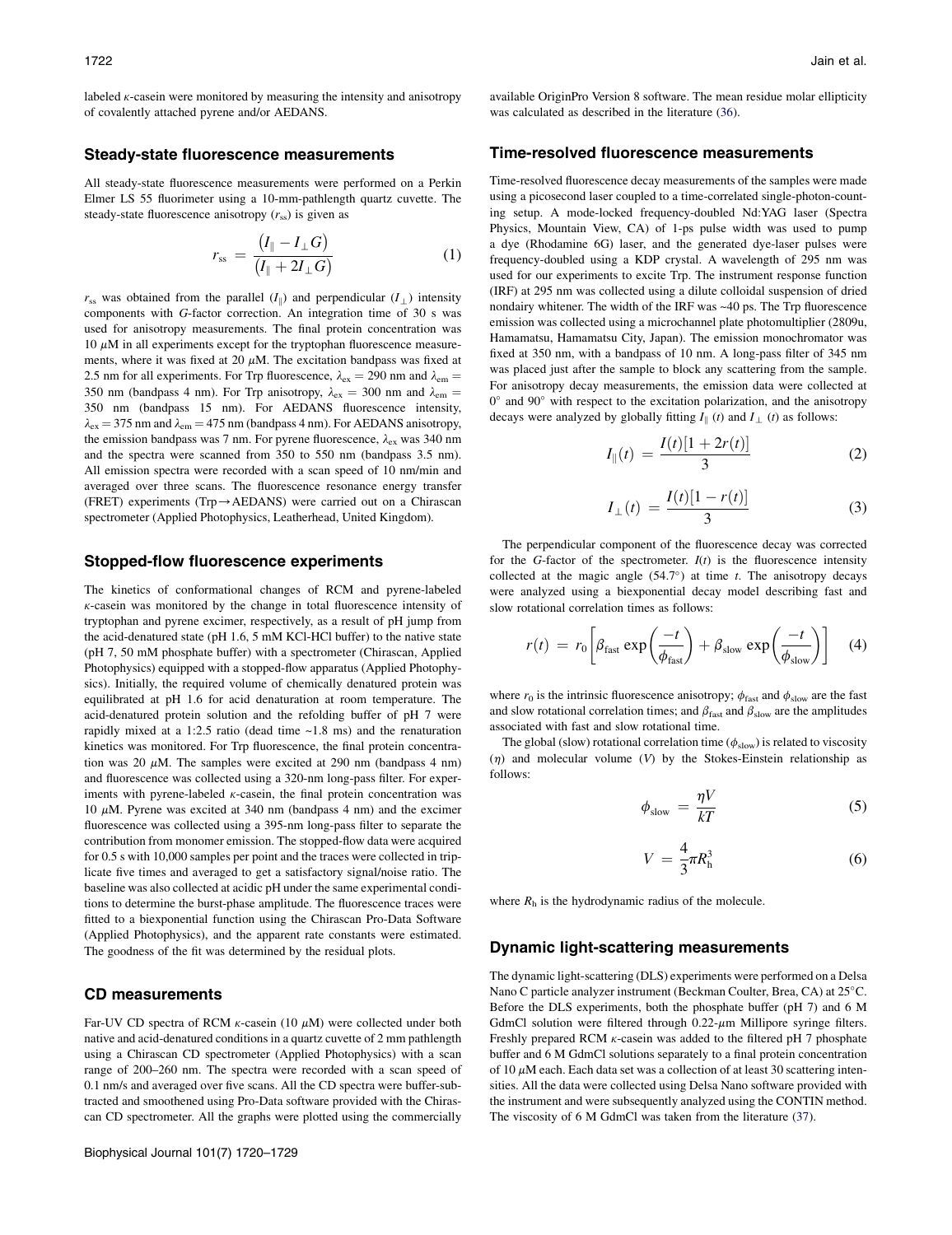labeled $\kappa$-casein were monitored by measuring the intensity and anisotropy of covalently attached pyrene and/or AEDANS.

## Steady-state fluorescence measurements

All steady-state fluorescence measurements were performed on a Perkin Elmer LS 55 fluorimeter using a 10-mm-pathlength quartz cuvette. The steady-state fluorescence anisotropy ($r_{ss}$) is given as

$$r_{ss} = \frac{(I_{\parallel} - I_{\perp}G)}{(I_{\parallel} + 2I_{\perp}G)} \tag{1}$$

$r_{ss}$ was obtained from the parallel ($I_{\parallel}$) and perpendicular ($I_{\perp}$) intensity components with $G$-factor correction. An integration time of 30 s was used for anisotropy measurements. The final protein concentration was 10 $\mu$M in all experiments except for the tryptophan fluorescence measurements, where it was fixed at 20 $\mu$M. The excitation bandpass was fixed at 2.5 nm for all experiments. For Trp fluorescence, $\lambda_{ex} = 290$ nm and $\lambda_{em} =$ 350 nm (bandpass 4 nm). For Trp anisotropy, $\lambda_{ex} = 300$ nm and $\lambda_{em} =$ 350 nm (bandpass 15 nm). For AEDANS fluorescence intensity, $\lambda_{ex} = 375$ nm and $\lambda_{em} = 475$ nm (bandpass 4 nm). For AEDANS anisotropy, the emission bandpass was 7 nm. For pyrene fluorescence, $\lambda_{ex}$ was 340 nm and the spectra were scanned from 350 to 550 nm (bandpass 3.5 nm). All emission spectra were recorded with a scan speed of 10 nm/min and averaged over three scans. The fluorescence resonance energy transfer (FRET) experiments (Trp→AEDANS) were carried out on a Chirascan spectrometer (Applied Photophysics, Leatherhead, United Kingdom).

## Stopped-flow fluorescence experiments

The kinetics of conformational changes of RCM and pyrene-labeled $\kappa$-casein was monitored by the change in total fluorescence intensity of tryptophan and pyrene excimer, respectively, as a result of pH jump from the acid-denatured state (pH 1.6, 5 mM KCl-HCl buffer) to the native state (pH 7, 50 mM phosphate buffer) with a spectrometer (Chirascan, Applied Photophysics) equipped with a stopped-flow apparatus (Applied Photophysics). Initially, the required volume of chemically denatured protein was equilibrated at pH 1.6 for acid denaturation at room temperature. The acid-denatured protein solution and the refolding buffer of pH 7 were rapidly mixed at a 1:2.5 ratio (dead time ~1.8 ms) and the renaturation kinetics was monitored. For Trp fluorescence, the final protein concentration was 20 $\mu$M. The samples were excited at 290 nm (bandpass 4 nm) and fluorescence was collected using a 320-nm long-pass filter. For experiments with pyrene-labeled $\kappa$-casein, the final protein concentration was 10 $\mu$M. Pyrene was excited at 340 nm (bandpass 4 nm) and the excimer fluorescence was collected using a 395-nm long-pass filter to separate the contribution from monomer emission. The stopped-flow data were acquired for 0.5 s with 10,000 samples per point and the traces were collected in triplicate five times and averaged to get a satisfactory signal/noise ratio. The baseline was also collected at acidic pH under the same experimental conditions to determine the burst-phase amplitude. The fluorescence traces were fitted to a biexponential function using the Chirascan Pro-Data Software (Applied Photophysics), and the apparent rate constants were estimated. The goodness of the fit was determined by the residual plots.

## CD measurements

Far-UV CD spectra of RCM $\kappa$-casein (10 $\mu$M) were collected under both native and acid-denatured conditions in a quartz cuvette of 2 mm pathlength using a Chirascan CD spectrometer (Applied Photophysics) with a scan range of 200–260 nm. The spectra were recorded with a scan speed of 0.1 nm/s and averaged over five scans. All the CD spectra were buffer-subtracted and smoothened using Pro-Data software provided with the Chirascan CD spectrometer. All the graphs were plotted using the commercially available OriginPro Version 8 software. The mean residue molar ellipticity was calculated as described in the literature (36).

## Time-resolved fluorescence measurements

Time-resolved fluorescence decay measurements of the samples were made using a picosecond laser coupled to a time-correlated single-photon-counting setup. A mode-locked frequency-doubled Nd:YAG laser (Spectra Physics, Mountain View, CA) of 1-ps pulse width was used to pump a dye (Rhodamine 6G) laser, and the generated dye-laser pulses were frequency-doubled using a KDP crystal. A wavelength of 295 nm was used for our experiments to excite Trp. The instrument response function (IRF) at 295 nm was collected using a dilute colloidal suspension of dried nondairy whitener. The width of the IRF was ~40 ps. The Trp fluorescence emission was collected using a microchannel plate photomultiplier (2809u, Hamamatsu, Hamamatsu City, Japan). The emission monochromator was fixed at 350 nm, with a bandpass of 10 nm. A long-pass filter of 345 nm was placed just after the sample to block any scattering from the sample. For anisotropy decay measurements, the emission data were collected at 0° and 90° with respect to the excitation polarization, and the anisotropy decays were analyzed by globally fitting $I_{\parallel}(t)$ and $I_{\perp}(t)$ as follows:

$$I_{\parallel}(t) = \frac{I(t)[1 + 2r(t)]}{3} \tag{2}$$

$$I_{\perp}(t) = \frac{I(t)[1 - r(t)]}{3} \tag{3}$$

The perpendicular component of the fluorescence decay was corrected for the $G$-factor of the spectrometer. $I(t)$ is the fluorescence intensity collected at the magic angle (54.7°) at time $t$. The anisotropy decays were analyzed using a biexponential decay model describing fast and slow rotational correlation times as follows:

$$r(t) = r_0\left[\beta_{fast}\exp\left(\frac{-t}{\phi_{fast}}\right) + \beta_{slow}\exp\left(\frac{-t}{\phi_{slow}}\right)\right] \tag{4}$$

where $r_0$ is the intrinsic fluorescence anisotropy; $\phi_{fast}$ and $\phi_{slow}$ are the fast and slow rotational correlation times; and $\beta_{fast}$ and $\beta_{slow}$ are the amplitudes associated with fast and slow rotational time.

The global (slow) rotational correlation time ($\phi_{slow}$) is related to viscosity ($\eta$) and molecular volume ($V$) by the Stokes-Einstein relationship as follows:

$$\phi_{slow} = \frac{\eta V}{kT} \tag{5}$$

$$V = \frac{4}{3}\pi R_h^3 \tag{6}$$

where $R_h$ is the hydrodynamic radius of the molecule.

## Dynamic light-scattering measurements

The dynamic light-scattering (DLS) experiments were performed on a Delsa Nano C particle analyzer instrument (Beckman Coulter, Brea, CA) at 25°C. Before the DLS experiments, both the phosphate buffer (pH 7) and 6 M GdmCl solution were filtered through 0.22-$\mu$m Millipore syringe filters. Freshly prepared RCM $\kappa$-casein was added to the filtered pH 7 phosphate buffer and 6 M GdmCl solutions separately to a final protein concentration of 10 $\mu$M each. Each data set was a collection of at least 30 scattering intensities. All the data were collected using Delsa Nano software provided with the instrument and were subsequently analyzed using the CONTIN method. The viscosity of 6 M GdmCl was taken from the literature (37).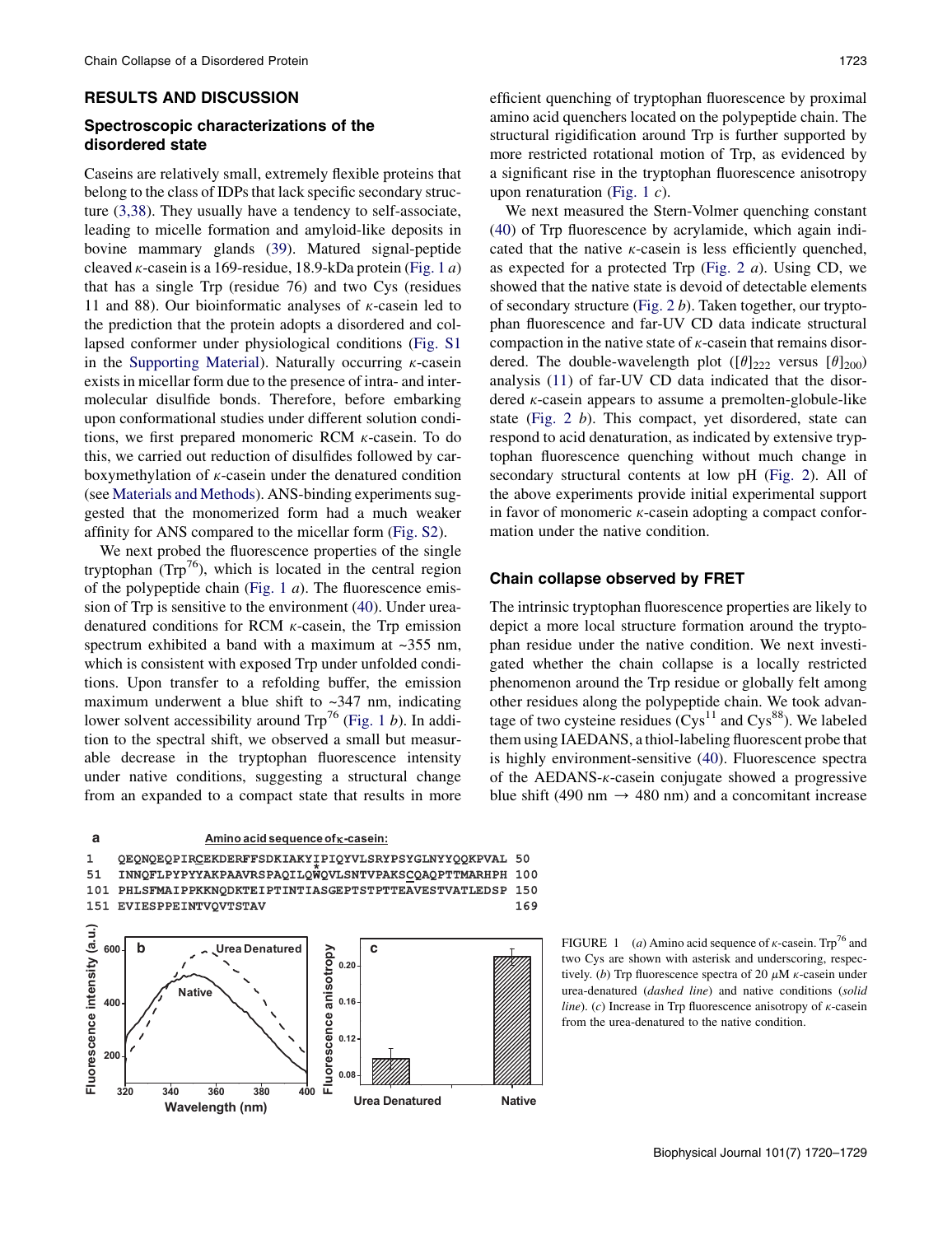## RESULTS AND DISCUSSION

### Spectroscopic characterizations of the disordered state

Caseins are relatively small, extremely flexible proteins that belong to the class of IDPs that lack specific secondary structure (3,38). They usually have a tendency to self-associate, leading to micelle formation and amyloid-like deposits in bovine mammary glands (39). Matured signal-peptide cleaved κ-casein is a 169-residue, 18.9-kDa protein (Fig. 1 *a*) that has a single Trp (residue 76) and two Cys (residues 11 and 88). Our bioinformatic analyses of κ-casein led to the prediction that the protein adopts a disordered and collapsed conformer under physiological conditions (Fig. S1 in the Supporting Material). Naturally occurring κ-casein exists in micellar form due to the presence of intra- and intermolecular disulfide bonds. Therefore, before embarking upon conformational studies under different solution conditions, we first prepared monomeric RCM κ-casein. To do this, we carried out reduction of disulfides followed by carboxymethylation of κ-casein under the denatured condition (see Materials and Methods). ANS-binding experiments suggested that the monomerized form had a much weaker affinity for ANS compared to the micellar form (Fig. S2).

We next probed the fluorescence properties of the single tryptophan (Trp[76]), which is located in the central region of the polypeptide chain (Fig. 1 *a*). The fluorescence emission of Trp is sensitive to the environment (40). Under urea-denatured conditions for RCM κ-casein, the Trp emission spectrum exhibited a band with a maximum at ~355 nm, which is consistent with exposed Trp under unfolded conditions. Upon transfer to a refolding buffer, the emission maximum underwent a blue shift to ~347 nm, indicating lower solvent accessibility around Trp[76] (Fig. 1 *b*). In addition to the spectral shift, we observed a small but measurable decrease in the tryptophan fluorescence intensity under native conditions, suggesting a structural change from an expanded to a compact state that results in more efficient quenching of tryptophan fluorescence by proximal amino acid quenchers located on the polypeptide chain. The structural rigidification around Trp is further supported by more restricted rotational motion of Trp, as evidenced by a significant rise in the tryptophan fluorescence anisotropy upon renaturation (Fig. 1 *c*).

We next measured the Stern-Volmer quenching constant (40) of Trp fluorescence by acrylamide, which again indicated that the native κ-casein is less efficiently quenched, as expected for a protected Trp (Fig. 2 *a*). Using CD, we showed that the native state is devoid of detectable elements of secondary structure (Fig. 2 *b*). Taken together, our tryptophan fluorescence and far-UV CD data indicate structural compaction in the native state of κ-casein that remains disordered. The double-wavelength plot ($[\theta]_{222}$ versus $[\theta]_{200}$) analysis (11) of far-UV CD data indicated that the disordered κ-casein appears to assume a premolten-globule-like state (Fig. 2 *b*). This compact, yet disordered, state can respond to acid denaturation, as indicated by extensive tryptophan fluorescence quenching without much change in secondary structural contents at low pH (Fig. 2). All of the above experiments provide initial experimental support in favor of monomeric κ-casein adopting a compact conformation under the native condition.

### Chain collapse observed by FRET

The intrinsic tryptophan fluorescence properties are likely to depict a more local structure formation around the tryptophan residue under the native condition. We next investigated whether the chain collapse is a locally restricted phenomenon around the Trp residue or globally felt among other residues along the polypeptide chain. We took advantage of two cysteine residues (Cys[11] and Cys[88]). We labeled them using IAEDANS, a thiol-labeling fluorescent probe that is highly environment-sensitive (40). Fluorescence spectra of the AEDANS-κ-casein conjugate showed a progressive blue shift (490 nm → 480 nm) and a concomitant increase

**a** Amino acid sequence of κ-casein:

```
1   QEQNQEQPIRCEKDERFFSDKIAKYIPIQYVLSRYPSYGLNYYQQKPVAL  50
51  INNQFLPYPYYAKPAAVRSPAQILQWQVLSNTVPAKSCQAQPTTMARHPH 100
101 PHLSFMAIPPKKNQDKTEIPTINTIASGEPTSTPTTEAVESTVATLEDSP 150
151 EVIESPPEINTVQVTSTAV                                 169
```

FIGURE 1 (*a*) Amino acid sequence of κ-casein. Trp[76] and two Cys are shown with asterisk and underscoring, respectively. (*b*) Trp fluorescence spectra of 20 μM κ-casein under urea-denatured (*dashed line*) and native conditions (*solid line*). (*c*) Increase in Trp fluorescence anisotropy of κ-casein from the urea-denatured to the native condition.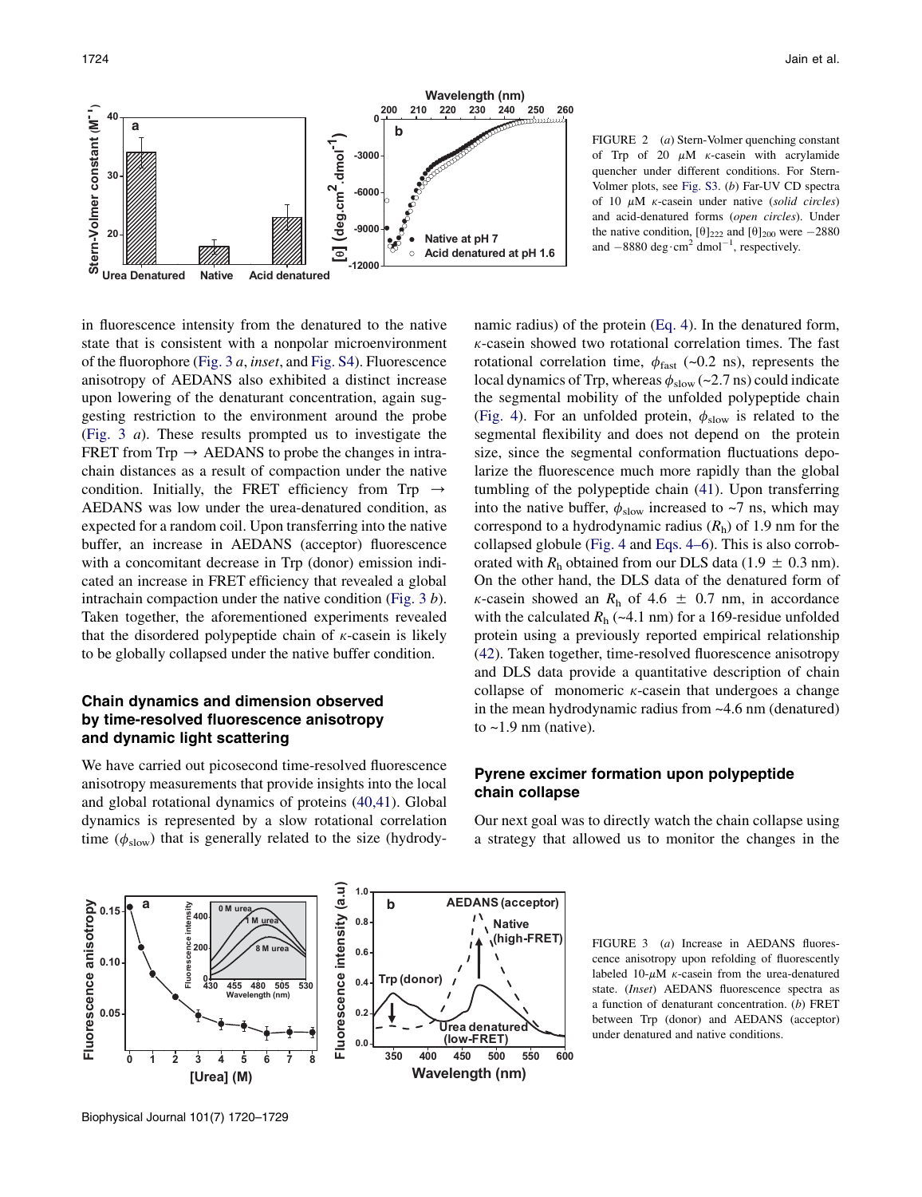FIGURE 2 (*a*) Stern-Volmer quenching constant of Trp of 20 μM κ-casein with acrylamide quencher under different conditions. For Stern-Volmer plots, see Fig. S3. (*b*) Far-UV CD spectra of 10 μM κ-casein under native (*solid circles*) and acid-denatured forms (*open circles*). Under the native condition, $[\theta]_{222}$ and $[\theta]_{200}$ were −2880 and −8880 deg·cm$^2$ dmol$^{-1}$, respectively.

in fluorescence intensity from the denatured to the native state that is consistent with a nonpolar microenvironment of the fluorophore (Fig. 3 *a*, *inset*, and Fig. S4). Fluorescence anisotropy of AEDANS also exhibited a distinct increase upon lowering of the denaturant concentration, again suggesting restriction to the environment around the probe (Fig. 3 *a*). These results prompted us to investigate the FRET from Trp → AEDANS to probe the changes in intrachain distances as a result of compaction under the native condition. Initially, the FRET efficiency from Trp → AEDANS was low under the urea-denatured condition, as expected for a random coil. Upon transferring into the native buffer, an increase in AEDANS (acceptor) fluorescence with a concomitant decrease in Trp (donor) emission indicated an increase in FRET efficiency that revealed a global intrachain compaction under the native condition (Fig. 3 *b*). Taken together, the aforementioned experiments revealed that the disordered polypeptide chain of κ-casein is likely to be globally collapsed under the native buffer condition.

## Chain dynamics and dimension observed by time-resolved fluorescence anisotropy and dynamic light scattering

We have carried out picosecond time-resolved fluorescence anisotropy measurements that provide insights into the local and global rotational dynamics of proteins (40,41). Global dynamics is represented by a slow rotational correlation time ($\phi_{slow}$) that is generally related to the size (hydrodynamic radius) of the protein (Eq. 4). In the denatured form, κ-casein showed two rotational correlation times. The fast rotational correlation time, $\phi_{fast}$ (~0.2 ns), represents the local dynamics of Trp, whereas $\phi_{slow}$ (~2.7 ns) could indicate the segmental mobility of the unfolded polypeptide chain (Fig. 4). For an unfolded protein, $\phi_{slow}$ is related to the segmental flexibility and does not depend on the protein size, since the segmental conformation fluctuations depolarize the fluorescence much more rapidly than the global tumbling of the polypeptide chain (41). Upon transferring into the native buffer, $\phi_{slow}$ increased to ~7 ns, which may correspond to a hydrodynamic radius ($R_h$) of 1.9 nm for the collapsed globule (Fig. 4 and Eqs. 4–6). This is also corroborated with $R_h$ obtained from our DLS data (1.9 ± 0.3 nm). On the other hand, the DLS data of the denatured form of κ-casein showed an $R_h$ of 4.6 ± 0.7 nm, in accordance with the calculated $R_h$ (~4.1 nm) for a 169-residue unfolded protein using a previously reported empirical relationship (42). Taken together, time-resolved fluorescence anisotropy and DLS data provide a quantitative description of chain collapse of monomeric κ-casein that undergoes a change in the mean hydrodynamic radius from ~4.6 nm (denatured) to ~1.9 nm (native).

## Pyrene excimer formation upon polypeptide chain collapse

Our next goal was to directly watch the chain collapse using a strategy that allowed us to monitor the changes in the

FIGURE 3 (*a*) Increase in AEDANS fluorescence anisotropy upon refolding of fluorescently labeled 10-μM κ-casein from the urea-denatured state. (*Inset*) AEDANS fluorescence spectra as a function of denaturant concentration. (*b*) FRET between Trp (donor) and AEDANS (acceptor) under denatured and native conditions.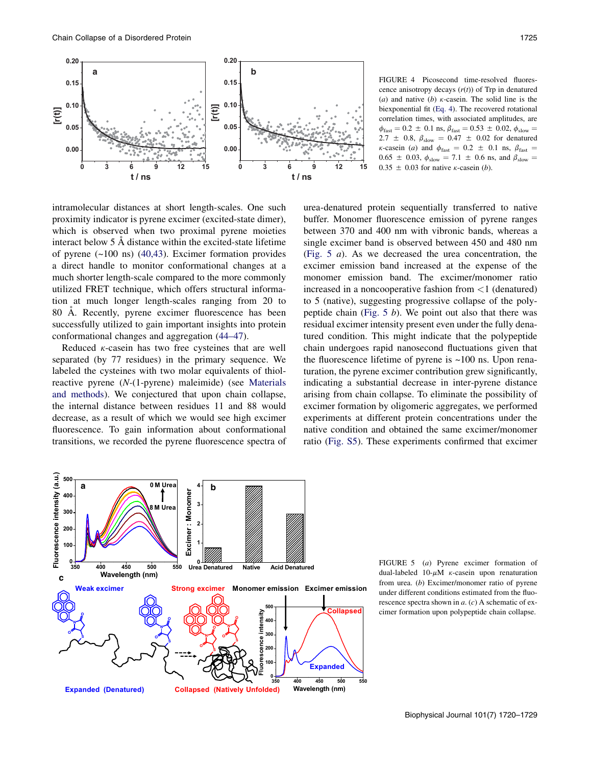FIGURE 4 Picosecond time-resolved fluorescence anisotropy decays ($r(t)$) of Trp in denatured ($a$) and native ($b$) $\kappa$-casein. The solid line is the biexponential fit (Eq. 4). The recovered rotational correlation times, with associated amplitudes, are $\phi_{fast} = 0.2 \pm 0.1$ ns, $\beta_{fast} = 0.53 \pm 0.02$, $\phi_{slow} = 2.7 \pm 0.8$, $\beta_{slow} = 0.47 \pm 0.02$ for denatured $\kappa$-casein ($a$) and $\phi_{fast} = 0.2 \pm 0.1$ ns, $\beta_{fast} = 0.65 \pm 0.03$, $\phi_{slow} = 7.1 \pm 0.6$ ns, and $\beta_{slow} = 0.35 \pm 0.03$ for native $\kappa$-casein ($b$).

intramolecular distances at short length-scales. One such proximity indicator is pyrene excimer (excited-state dimer), which is observed when two proximal pyrene moieties interact below 5 Å distance within the excited-state lifetime of pyrene (~100 ns) (40,43). Excimer formation provides a direct handle to monitor conformational changes at a much shorter length-scale compared to the more commonly utilized FRET technique, which offers structural information at much longer length-scales ranging from 20 to 80 Å. Recently, pyrene excimer fluorescence has been successfully utilized to gain important insights into protein conformational changes and aggregation (44–47).

Reduced $\kappa$-casein has two free cysteines that are well separated (by 77 residues) in the primary sequence. We labeled the cysteines with two molar equivalents of thiol-reactive pyrene (*N*-(1-pyrene) maleimide) (see Materials and methods). We conjectured that upon chain collapse, the internal distance between residues 11 and 88 would decrease, as a result of which we would see high excimer fluorescence. To gain information about conformational transitions, we recorded the pyrene fluorescence spectra of urea-denatured protein sequentially transferred to native buffer. Monomer fluorescence emission of pyrene ranges between 370 and 400 nm with vibronic bands, whereas a single excimer band is observed between 450 and 480 nm (Fig. 5 *a*). As we decreased the urea concentration, the excimer emission band increased at the expense of the monomer emission band. The excimer/monomer ratio increased in a noncooperative fashion from <1 (denatured) to 5 (native), suggesting progressive collapse of the polypeptide chain (Fig. 5 *b*). We point out also that there was residual excimer intensity present even under the fully denatured condition. This might indicate that the polypeptide chain undergoes rapid nanosecond fluctuations given that the fluorescence lifetime of pyrene is ~100 ns. Upon renaturation, the pyrene excimer contribution grew significantly, indicating a substantial decrease in inter-pyrene distance arising from chain collapse. To eliminate the possibility of excimer formation by oligomeric aggregates, we performed experiments at different protein concentrations under the native condition and obtained the same excimer/monomer ratio (Fig. S5). These experiments confirmed that excimer

FIGURE 5 ($a$) Pyrene excimer formation of dual-labeled 10-$\mu$M $\kappa$-casein upon renaturation from urea. ($b$) Excimer/monomer ratio of pyrene under different conditions estimated from the fluorescence spectra shown in $a$. ($c$) A schematic of excimer formation upon polypeptide chain collapse.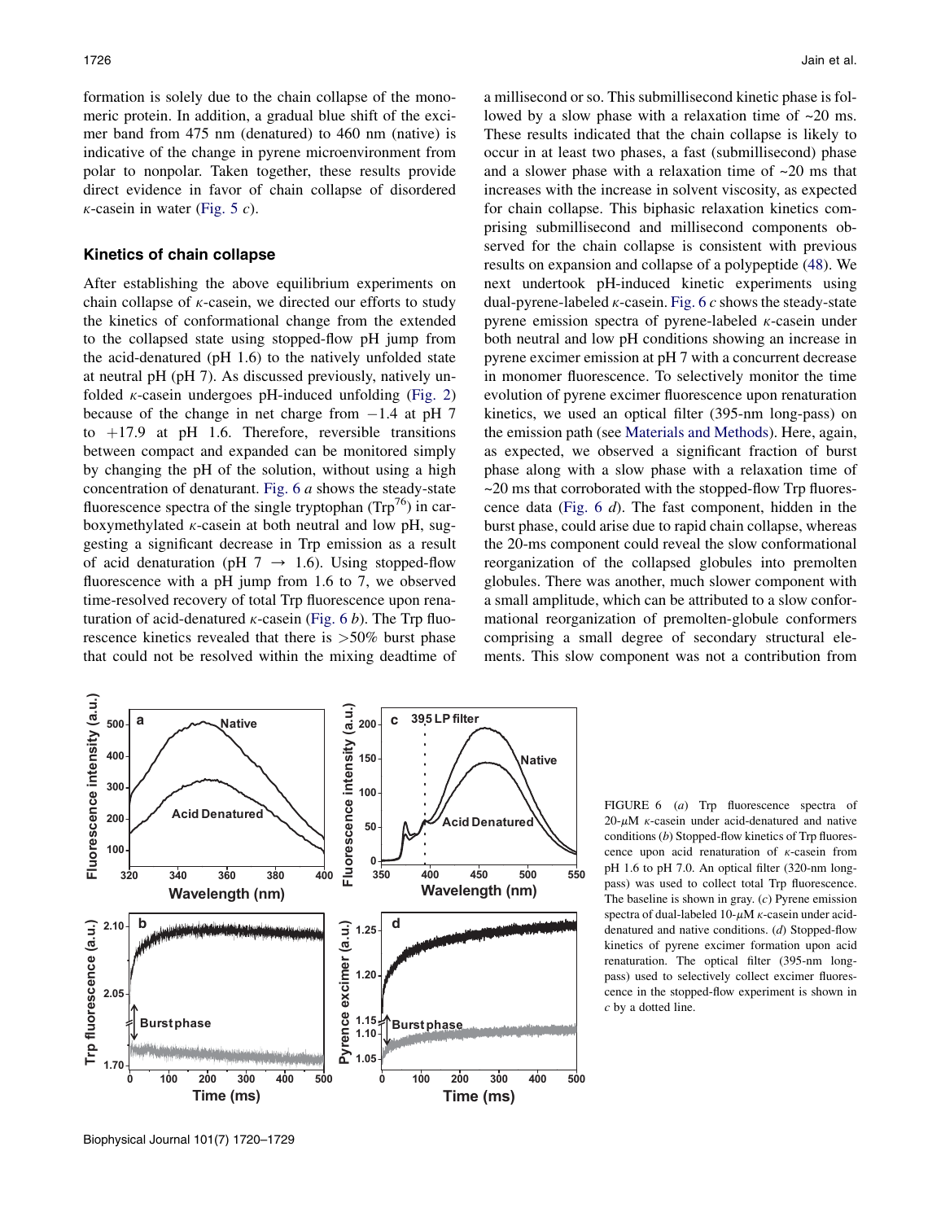formation is solely due to the chain collapse of the monomeric protein. In addition, a gradual blue shift of the excimer band from 475 nm (denatured) to 460 nm (native) is indicative of the change in pyrene microenvironment from polar to nonpolar. Taken together, these results provide direct evidence in favor of chain collapse of disordered $\kappa$-casein in water (Fig. 5 *c*).

### Kinetics of chain collapse

After establishing the above equilibrium experiments on chain collapse of $\kappa$-casein, we directed our efforts to study the kinetics of conformational change from the extended to the collapsed state using stopped-flow pH jump from the acid-denatured (pH 1.6) to the natively unfolded state at neutral pH (pH 7). As discussed previously, natively unfolded $\kappa$-casein undergoes pH-induced unfolding (Fig. 2) because of the change in net charge from $-1.4$ at pH 7 to $+17.9$ at pH 1.6. Therefore, reversible transitions between compact and expanded can be monitored simply by changing the pH of the solution, without using a high concentration of denaturant. Fig. 6 *a* shows the steady-state fluorescence spectra of the single tryptophan ($Trp^{76}$) in carboxymethylated $\kappa$-casein at both neutral and low pH, suggesting a significant decrease in Trp emission as a result of acid denaturation (pH 7 $\rightarrow$ 1.6). Using stopped-flow fluorescence with a pH jump from 1.6 to 7, we observed time-resolved recovery of total Trp fluorescence upon renaturation of acid-denatured $\kappa$-casein (Fig. 6 *b*). The Trp fluorescence kinetics revealed that there is >50% burst phase that could not be resolved within the mixing deadtime of a millisecond or so. This submillisecond kinetic phase is followed by a slow phase with a relaxation time of ~20 ms. These results indicated that the chain collapse is likely to occur in at least two phases, a fast (submillisecond) phase and a slower phase with a relaxation time of ~20 ms that increases with the increase in solvent viscosity, as expected for chain collapse. This biphasic relaxation kinetics comprising submillisecond and millisecond components observed for the chain collapse is consistent with previous results on expansion and collapse of a polypeptide (48). We next undertook pH-induced kinetic experiments using dual-pyrene-labeled $\kappa$-casein. Fig. 6 *c* shows the steady-state pyrene emission spectra of pyrene-labeled $\kappa$-casein under both neutral and low pH conditions showing an increase in pyrene excimer emission at pH 7 with a concurrent decrease in monomer fluorescence. To selectively monitor the time evolution of pyrene excimer fluorescence upon renaturation kinetics, we used an optical filter (395-nm long-pass) on the emission path (see Materials and Methods). Here, again, as expected, we observed a significant fraction of burst phase along with a slow phase with a relaxation time of ~20 ms that corroborated with the stopped-flow Trp fluorescence data (Fig. 6 *d*). The fast component, hidden in the burst phase, could arise due to rapid chain collapse, whereas the 20-ms component could reveal the slow conformational reorganization of the collapsed globules into premolten globules. There was another, much slower component with a small amplitude, which can be attributed to a slow conformational reorganization of premolten-globule conformers comprising a small degree of secondary structural elements. This slow component was not a contribution from

FIGURE 6 (*a*) Trp fluorescence spectra of 20-$\mu$M $\kappa$-casein under acid-denatured and native conditions (*b*) Stopped-flow kinetics of Trp fluorescence upon acid renaturation of $\kappa$-casein from pH 1.6 to pH 7.0. An optical filter (320-nm long-pass) was used to collect total Trp fluorescence. The baseline is shown in gray. (*c*) Pyrene emission spectra of dual-labeled 10-$\mu$M $\kappa$-casein under acid-denatured and native conditions. (*d*) Stopped-flow kinetics of pyrene excimer formation upon acid renaturation. The optical filter (395-nm long-pass) used to selectively collect excimer fluorescence in the stopped-flow experiment is shown in *c* by a dotted line.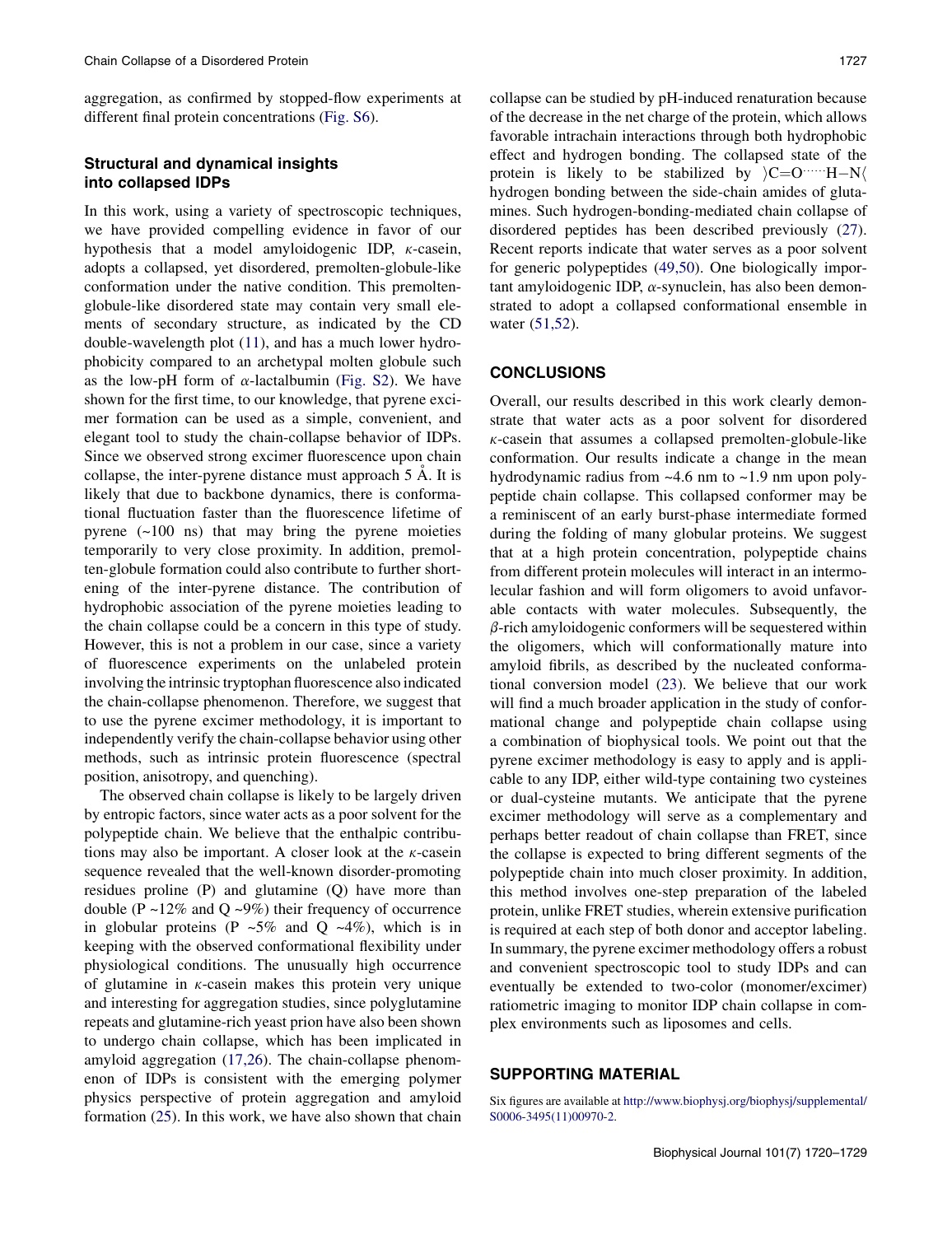aggregation, as confirmed by stopped-flow experiments at different final protein concentrations (Fig. S6).

### Structural and dynamical insights into collapsed IDPs

In this work, using a variety of spectroscopic techniques, we have provided compelling evidence in favor of our hypothesis that a model amyloidogenic IDP, $\kappa$-casein, adopts a collapsed, yet disordered, premolten-globule-like conformation under the native condition. This premolten-globule-like disordered state may contain very small elements of secondary structure, as indicated by the CD double-wavelength plot (11), and has a much lower hydrophobicity compared to an archetypal molten globule such as the low-pH form of $\alpha$-lactalbumin (Fig. S2). We have shown for the first time, to our knowledge, that pyrene excimer formation can be used as a simple, convenient, and elegant tool to study the chain-collapse behavior of IDPs. Since we observed strong excimer fluorescence upon chain collapse, the inter-pyrene distance must approach 5 Å. It is likely that due to backbone dynamics, there is conformational fluctuation faster than the fluorescence lifetime of pyrene (~100 ns) that may bring the pyrene moieties temporarily to very close proximity. In addition, premolten-globule formation could also contribute to further shortening of the inter-pyrene distance. The contribution of hydrophobic association of the pyrene moieties leading to the chain collapse could be a concern in this type of study. However, this is not a problem in our case, since a variety of fluorescence experiments on the unlabeled protein involving the intrinsic tryptophan fluorescence also indicated the chain-collapse phenomenon. Therefore, we suggest that to use the pyrene excimer methodology, it is important to independently verify the chain-collapse behavior using other methods, such as intrinsic protein fluorescence (spectral position, anisotropy, and quenching).

The observed chain collapse is likely to be largely driven by entropic factors, since water acts as a poor solvent for the polypeptide chain. We believe that the enthalpic contributions may also be important. A closer look at the $\kappa$-casein sequence revealed that the well-known disorder-promoting residues proline (P) and glutamine (Q) have more than double (P ~12% and Q ~9%) their frequency of occurrence in globular proteins (P ~5% and Q ~4%), which is in keeping with the observed conformational flexibility under physiological conditions. The unusually high occurrence of glutamine in $\kappa$-casein makes this protein very unique and interesting for aggregation studies, since polyglutamine repeats and glutamine-rich yeast prion have also been shown to undergo chain collapse, which has been implicated in amyloid aggregation (17,26). The chain-collapse phenomenon of IDPs is consistent with the emerging polymer physics perspective of protein aggregation and amyloid formation (25). In this work, we have also shown that chain collapse can be studied by pH-induced renaturation because of the decrease in the net charge of the protein, which allows favorable intrachain interactions through both hydrophobic effect and hydrogen bonding. The collapsed state of the protein is likely to be stabilized by $\rangle C{=}O\cdots\cdots H{-}N\langle$ hydrogen bonding between the side-chain amides of glutamines. Such hydrogen-bonding-mediated chain collapse of disordered peptides has been described previously (27). Recent reports indicate that water serves as a poor solvent for generic polypeptides (49,50). One biologically important amyloidogenic IDP, $\alpha$-synuclein, has also been demonstrated to adopt a collapsed conformational ensemble in water (51,52).

## CONCLUSIONS

Overall, our results described in this work clearly demonstrate that water acts as a poor solvent for disordered $\kappa$-casein that assumes a collapsed premolten-globule-like conformation. Our results indicate a change in the mean hydrodynamic radius from ~4.6 nm to ~1.9 nm upon polypeptide chain collapse. This collapsed conformer may be a reminiscent of an early burst-phase intermediate formed during the folding of many globular proteins. We suggest that at a high protein concentration, polypeptide chains from different protein molecules will interact in an intermolecular fashion and will form oligomers to avoid unfavorable contacts with water molecules. Subsequently, the $\beta$-rich amyloidogenic conformers will be sequestered within the oligomers, which will conformationally mature into amyloid fibrils, as described by the nucleated conformational conversion model (23). We believe that our work will find a much broader application in the study of conformational change and polypeptide chain collapse using a combination of biophysical tools. We point out that the pyrene excimer methodology is easy to apply and is applicable to any IDP, either wild-type containing two cysteines or dual-cysteine mutants. We anticipate that the pyrene excimer methodology will serve as a complementary and perhaps better readout of chain collapse than FRET, since the collapse is expected to bring different segments of the polypeptide chain into much closer proximity. In addition, this method involves one-step preparation of the labeled protein, unlike FRET studies, wherein extensive purification is required at each step of both donor and acceptor labeling. In summary, the pyrene excimer methodology offers a robust and convenient spectroscopic tool to study IDPs and can eventually be extended to two-color (monomer/excimer) ratiometric imaging to monitor IDP chain collapse in complex environments such as liposomes and cells.

## SUPPORTING MATERIAL

Six figures are available at http://www.biophysj.org/biophysj/supplemental/S0006-3495(11)00970-2.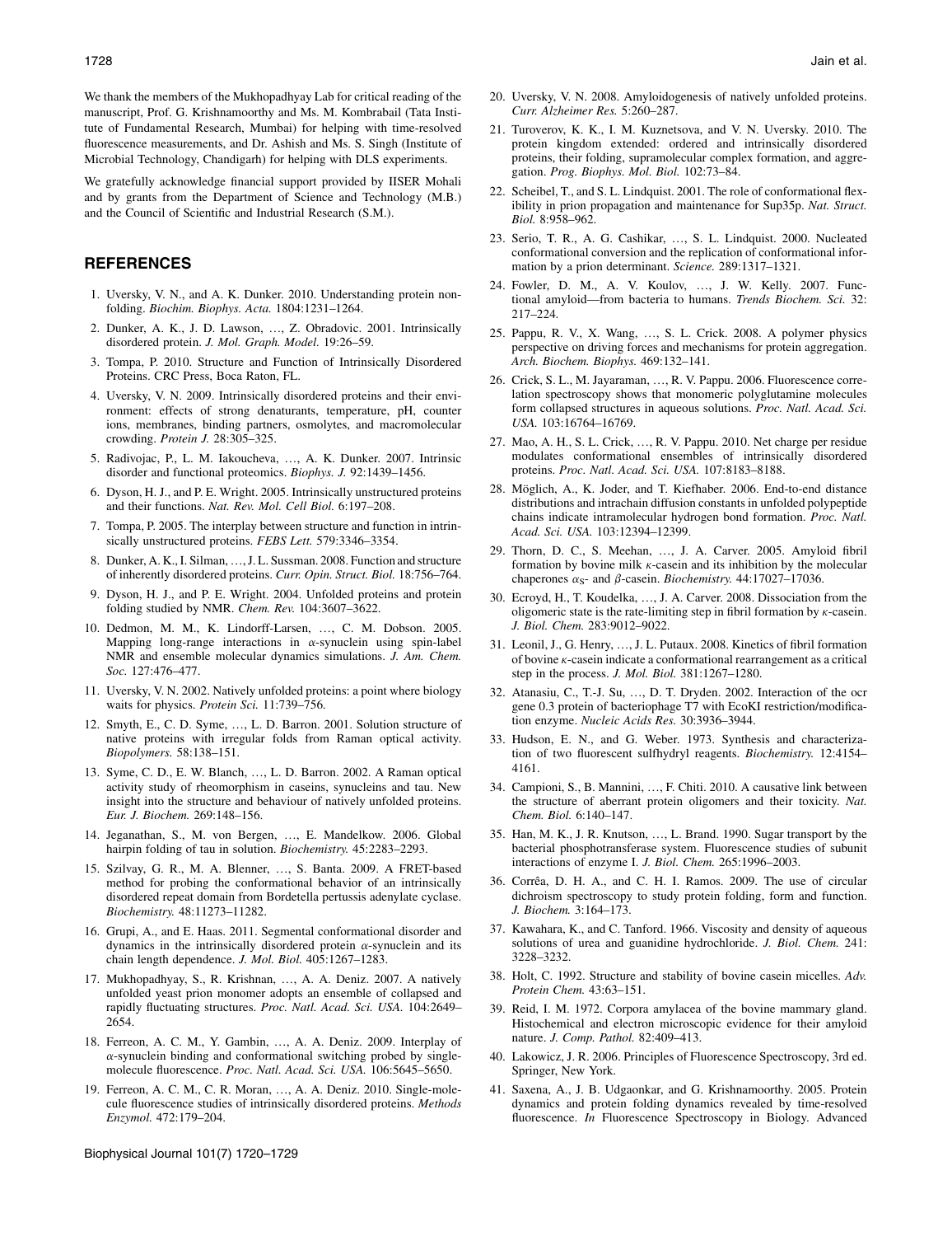We thank the members of the Mukhopadhyay Lab for critical reading of the manuscript, Prof. G. Krishnamoorthy and Ms. M. Kombrabail (Tata Institute of Fundamental Research, Mumbai) for helping with time-resolved fluorescence measurements, and Dr. Ashish and Ms. S. Singh (Institute of Microbial Technology, Chandigarh) for helping with DLS experiments.

We gratefully acknowledge financial support provided by IISER Mohali and by grants from the Department of Science and Technology (M.B.) and the Council of Scientific and Industrial Research (S.M.).

## REFERENCES

1. Uversky, V. N., and A. K. Dunker. 2010. Understanding protein non-folding. *Biochim. Biophys. Acta.* 1804:1231–1264.
2. Dunker, A. K., J. D. Lawson, …, Z. Obradovic. 2001. Intrinsically disordered protein. *J. Mol. Graph. Model.* 19:26–59.
3. Tompa, P. 2010. Structure and Function of Intrinsically Disordered Proteins. CRC Press, Boca Raton, FL.
4. Uversky, V. N. 2009. Intrinsically disordered proteins and their environment: effects of strong denaturants, temperature, pH, counter ions, membranes, binding partners, osmolytes, and macromolecular crowding. *Protein J.* 28:305–325.
5. Radivojac, P., L. M. Iakoucheva, …, A. K. Dunker. 2007. Intrinsic disorder and functional proteomics. *Biophys. J.* 92:1439–1456.
6. Dyson, H. J., and P. E. Wright. 2005. Intrinsically unstructured proteins and their functions. *Nat. Rev. Mol. Cell Biol.* 6:197–208.
7. Tompa, P. 2005. The interplay between structure and function in intrinsically unstructured proteins. *FEBS Lett.* 579:3346–3354.
8. Dunker, A. K., I. Silman, …, J. L. Sussman. 2008. Function and structure of inherently disordered proteins. *Curr. Opin. Struct. Biol.* 18:756–764.
9. Dyson, H. J., and P. E. Wright. 2004. Unfolded proteins and protein folding studied by NMR. *Chem. Rev.* 104:3607–3622.
10. Dedmon, M. M., K. Lindorff-Larsen, …, C. M. Dobson. 2005. Mapping long-range interactions in $\alpha$-synuclein using spin-label NMR and ensemble molecular dynamics simulations. *J. Am. Chem. Soc.* 127:476–477.
11. Uversky, V. N. 2002. Natively unfolded proteins: a point where biology waits for physics. *Protein Sci.* 11:739–756.
12. Smyth, E., C. D. Syme, …, L. D. Barron. 2001. Solution structure of native proteins with irregular folds from Raman optical activity. *Biopolymers.* 58:138–151.
13. Syme, C. D., E. W. Blanch, …, L. D. Barron. 2002. A Raman optical activity study of rheomorphism in caseins, synucleins and tau. New insight into the structure and behaviour of natively unfolded proteins. *Eur. J. Biochem.* 269:148–156.
14. Jeganathan, S., M. von Bergen, …, E. Mandelkow. 2006. Global hairpin folding of tau in solution. *Biochemistry.* 45:2283–2293.
15. Szilvay, G. R., M. A. Blenner, …, S. Banta. 2009. A FRET-based method for probing the conformational behavior of an intrinsically disordered repeat domain from Bordetella pertussis adenylate cyclase. *Biochemistry.* 48:11273–11282.
16. Grupi, A., and E. Haas. 2011. Segmental conformational disorder and dynamics in the intrinsically disordered protein $\alpha$-synuclein and its chain length dependence. *J. Mol. Biol.* 405:1267–1283.
17. Mukhopadhyay, S., R. Krishnan, …, A. A. Deniz. 2007. A natively unfolded yeast prion monomer adopts an ensemble of collapsed and rapidly fluctuating structures. *Proc. Natl. Acad. Sci. USA.* 104:2649–2654.
18. Ferreon, A. C. M., Y. Gambin, …, A. A. Deniz. 2009. Interplay of $\alpha$-synuclein binding and conformational switching probed by single-molecule fluorescence. *Proc. Natl. Acad. Sci. USA.* 106:5645–5650.
19. Ferreon, A. C. M., C. R. Moran, …, A. A. Deniz. 2010. Single-molecule fluorescence studies of intrinsically disordered proteins. *Methods Enzymol.* 472:179–204.
20. Uversky, V. N. 2008. Amyloidogenesis of natively unfolded proteins. *Curr. Alzheimer Res.* 5:260–287.
21. Turoverov, K. K., I. M. Kuznetsova, and V. N. Uversky. 2010. The protein kingdom extended: ordered and intrinsically disordered proteins, their folding, supramolecular complex formation, and aggregation. *Prog. Biophys. Mol. Biol.* 102:73–84.
22. Scheibel, T., and S. L. Lindquist. 2001. The role of conformational flexibility in prion propagation and maintenance for Sup35p. *Nat. Struct. Biol.* 8:958–962.
23. Serio, T. R., A. G. Cashikar, …, S. L. Lindquist. 2000. Nucleated conformational conversion and the replication of conformational information by a prion determinant. *Science.* 289:1317–1321.
24. Fowler, D. M., A. V. Koulov, …, J. W. Kelly. 2007. Functional amyloid—from bacteria to humans. *Trends Biochem. Sci.* 32: 217–224.
25. Pappu, R. V., X. Wang, …, S. L. Crick. 2008. A polymer physics perspective on driving forces and mechanisms for protein aggregation. *Arch. Biochem. Biophys.* 469:132–141.
26. Crick, S. L., M. Jayaraman, …, R. V. Pappu. 2006. Fluorescence correlation spectroscopy shows that monomeric polyglutamine molecules form collapsed structures in aqueous solutions. *Proc. Natl. Acad. Sci. USA.* 103:16764–16769.
27. Mao, A. H., S. L. Crick, …, R. V. Pappu. 2010. Net charge per residue modulates conformational ensembles of intrinsically disordered proteins. *Proc. Natl. Acad. Sci. USA.* 107:8183–8188.
28. Möglich, A., K. Joder, and T. Kiefhaber. 2006. End-to-end distance distributions and intrachain diffusion constants in unfolded polypeptide chains indicate intramolecular hydrogen bond formation. *Proc. Natl. Acad. Sci. USA.* 103:12394–12399.
29. Thorn, D. C., S. Meehan, …, J. A. Carver. 2005. Amyloid fibril formation by bovine milk $\kappa$-casein and its inhibition by the molecular chaperones $\alpha_S$- and $\beta$-casein. *Biochemistry.* 44:17027–17036.
30. Ecroyd, H., T. Koudelka, …, J. A. Carver. 2008. Dissociation from the oligomeric state is the rate-limiting step in fibril formation by $\kappa$-casein. *J. Biol. Chem.* 283:9012–9022.
31. Leonil, J., G. Henry, …, J. L. Putaux. 2008. Kinetics of fibril formation of bovine $\kappa$-casein indicate a conformational rearrangement as a critical step in the process. *J. Mol. Biol.* 381:1267–1280.
32. Atanasiu, C., T.-J. Su, …, D. T. Dryden. 2002. Interaction of the ocr gene 0.3 protein of bacteriophage T7 with EcoKI restriction/modification enzyme. *Nucleic Acids Res.* 30:3936–3944.
33. Hudson, E. N., and G. Weber. 1973. Synthesis and characterization of two fluorescent sulfhydryl reagents. *Biochemistry.* 12:4154–4161.
34. Campioni, S., B. Mannini, …, F. Chiti. 2010. A causative link between the structure of aberrant protein oligomers and their toxicity. *Nat. Chem. Biol.* 6:140–147.
35. Han, M. K., J. R. Knutson, …, L. Brand. 1990. Sugar transport by the bacterial phosphotransferase system. Fluorescence studies of subunit interactions of enzyme I. *J. Biol. Chem.* 265:1996–2003.
36. Corrêa, D. H. A., and C. H. I. Ramos. 2009. The use of circular dichroism spectroscopy to study protein folding, form and function. *J. Biochem.* 3:164–173.
37. Kawahara, K., and C. Tanford. 1966. Viscosity and density of aqueous solutions of urea and guanidine hydrochloride. *J. Biol. Chem.* 241: 3228–3232.
38. Holt, C. 1992. Structure and stability of bovine casein micelles. *Adv. Protein Chem.* 43:63–151.
39. Reid, I. M. 1972. Corpora amylacea of the bovine mammary gland. Histochemical and electron microscopic evidence for their amyloid nature. *J. Comp. Pathol.* 82:409–413.
40. Lakowicz, J. R. 2006. Principles of Fluorescence Spectroscopy, 3rd ed. Springer, New York.
41. Saxena, A., J. B. Udgaonkar, and G. Krishnamoorthy. 2005. Protein dynamics and protein folding dynamics revealed by time-resolved fluorescence. *In* Fluorescence Spectroscopy in Biology. Advanced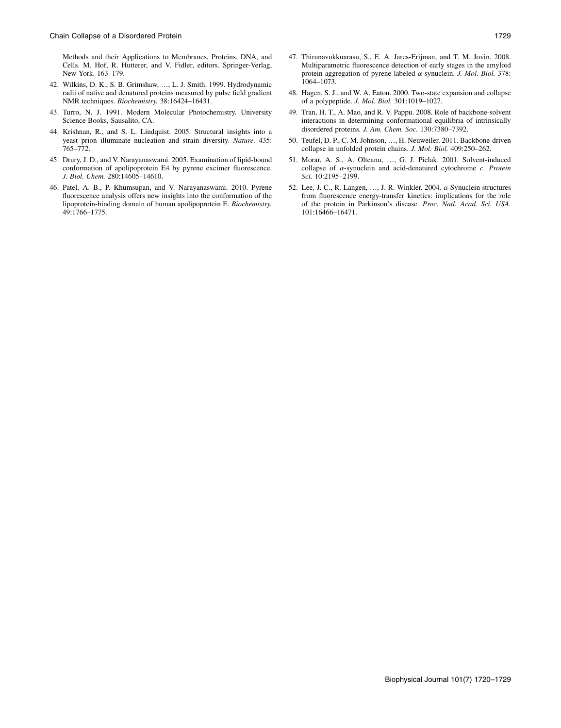Methods and their Applications to Membranes, Proteins, DNA, and Cells. M. Hof, R. Hutterer, and V. Fidler, editors. Springer-Verlag, New York. 163–179.

42. Wilkins, D. K., S. B. Grimshaw, …, L. J. Smith. 1999. Hydrodynamic radii of native and denatured proteins measured by pulse field gradient NMR techniques. *Biochemistry.* 38:16424–16431.

43. Turro, N. J. 1991. Modern Molecular Photochemistry. University Science Books, Sausalito, CA.

44. Krishnan, R., and S. L. Lindquist. 2005. Structural insights into a yeast prion illuminate nucleation and strain diversity. *Nature.* 435: 765–772.

45. Drury, J. D., and V. Narayanaswami. 2005. Examination of lipid-bound conformation of apolipoprotein E4 by pyrene excimer fluorescence. *J. Biol. Chem.* 280:14605–14610.

46. Patel, A. B., P. Khumsupan, and V. Narayanaswami. 2010. Pyrene fluorescence analysis offers new insights into the conformation of the lipoprotein-binding domain of human apolipoprotein E. *Biochemistry.* 49:1766–1775.

47. Thirunavukkuarasu, S., E. A. Jares-Erijman, and T. M. Jovin. 2008. Multiparametric fluorescence detection of early stages in the amyloid protein aggregation of pyrene-labeled α-synuclein. *J. Mol. Biol.* 378: 1064–1073.

48. Hagen, S. J., and W. A. Eaton. 2000. Two-state expansion and collapse of a polypeptide. *J. Mol. Biol.* 301:1019–1027.

49. Tran, H. T., A. Mao, and R. V. Pappu. 2008. Role of backbone-solvent interactions in determining conformational equilibria of intrinsically disordered proteins. *J. Am. Chem. Soc.* 130:7380–7392.

50. Teufel, D. P., C. M. Johnson, …, H. Neuweiler. 2011. Backbone-driven collapse in unfolded protein chains. *J. Mol. Biol.* 409:250–262.

51. Morar, A. S., A. Olteanu, …, G. J. Pielak. 2001. Solvent-induced collapse of α-synuclein and acid-denatured cytochrome *c*. *Protein Sci.* 10:2195–2199.

52. Lee, J. C., R. Langen, …, J. R. Winkler. 2004. α-Synuclein structures from fluorescence energy-transfer kinetics: implications for the role of the protein in Parkinson's disease. *Proc. Natl. Acad. Sci. USA.* 101:16466–16471.